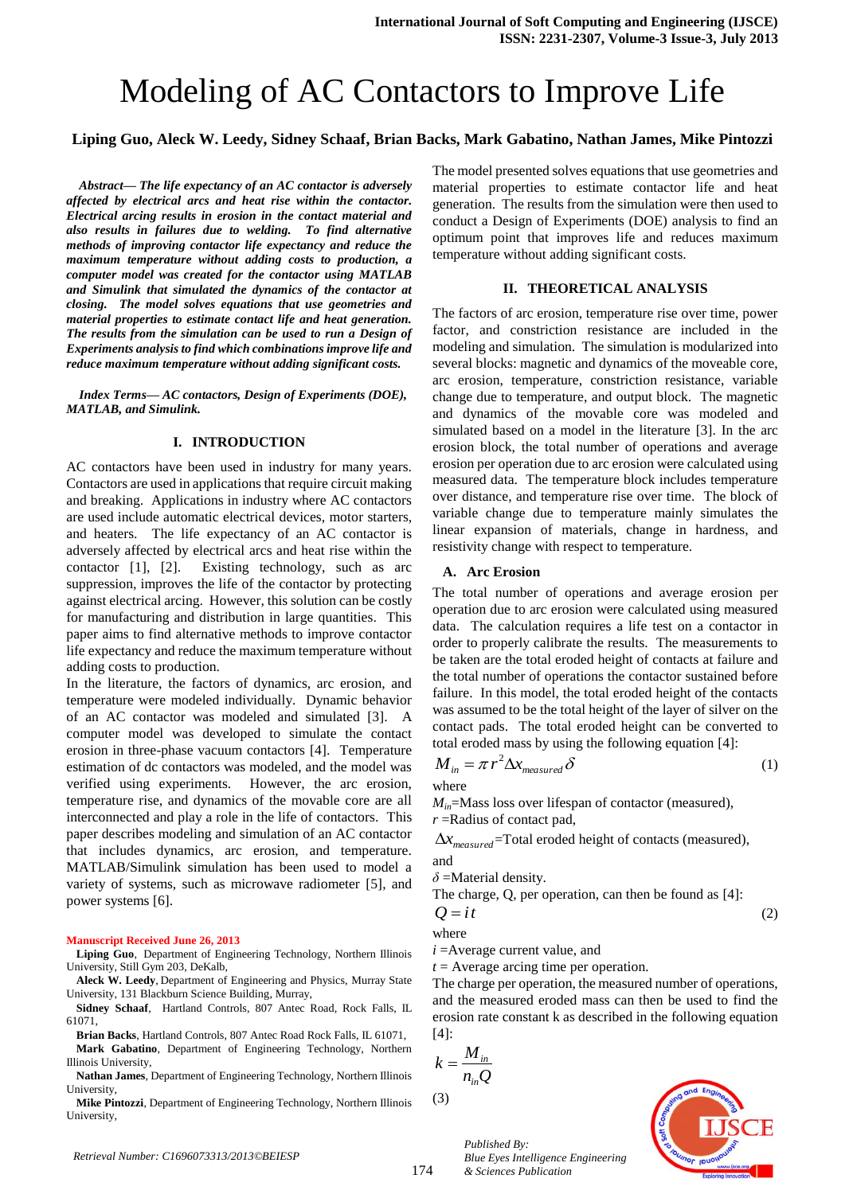# Modeling of AC Contactors to Improve Life

**Liping Guo, Aleck W. Leedy, Sidney Schaaf, Brian Backs, Mark Gabatino, Nathan James, Mike Pintozzi**

***Abstract— The life expectancy of an AC contactor is adversely affected by electrical arcs and heat rise within the contactor. Electrical arcing results in erosion in the contact material and also results in failures due to welding. To find alternative methods of improving contactor life expectancy and reduce the maximum temperature without adding costs to production, a computer model was created for the contactor using MATLAB and Simulink that simulated the dynamics of the contactor at closing. The model solves equations that use geometries and material properties to estimate contact life and heat generation. The results from the simulation can be used to run a Design of Experiments analysis to find which combinations improve life and reduce maximum temperature without adding significant costs.***

***Index Terms— AC contactors, Design of Experiments (DOE), MATLAB, and Simulink.***

## I. INTRODUCTION

AC contactors have been used in industry for many years. Contactors are used in applications that require circuit making and breaking. Applications in industry where AC contactors are used include automatic electrical devices, motor starters, and heaters. The life expectancy of an AC contactor is adversely affected by electrical arcs and heat rise within the contactor [1], [2]. Existing technology, such as arc suppression, improves the life of the contactor by protecting against electrical arcing. However, this solution can be costly for manufacturing and distribution in large quantities. This paper aims to find alternative methods to improve contactor life expectancy and reduce the maximum temperature without adding costs to production.

In the literature, the factors of dynamics, arc erosion, and temperature were modeled individually. Dynamic behavior of an AC contactor was modeled and simulated [3]. A computer model was developed to simulate the contact erosion in three-phase vacuum contactors [4]. Temperature estimation of dc contactors was modeled, and the model was verified using experiments. However, the arc erosion, temperature rise, and dynamics of the movable core are all interconnected and play a role in the life of contactors. This paper describes modeling and simulation of an AC contactor that includes dynamics, arc erosion, and temperature. MATLAB/Simulink simulation has been used to model a variety of systems, such as microwave radiometer [5], and power systems [6].

Manuscript Received June 26, 2013

**Liping Guo**, Department of Engineering Technology, Northern Illinois University, Still Gym 203, DeKalb,

**Aleck W. Leedy**, Department of Engineering and Physics, Murray State University, 131 Blackburn Science Building, Murray,

**Sidney Schaaf**, Hartland Controls, 807 Antec Road, Rock Falls, IL 61071,

**Brian Backs**, Hartland Controls, 807 Antec Road Rock Falls, IL 61071,

**Mark Gabatino**, Department of Engineering Technology, Northern Illinois University,

**Nathan James**, Department of Engineering Technology, Northern Illinois University,

**Mike Pintozzi**, Department of Engineering Technology, Northern Illinois University,

The model presented solves equations that use geometries and material properties to estimate contactor life and heat generation. The results from the simulation were then used to conduct a Design of Experiments (DOE) analysis to find an optimum point that improves life and reduces maximum temperature without adding significant costs.

## II. THEORETICAL ANALYSIS

The factors of arc erosion, temperature rise over time, power factor, and constriction resistance are included in the modeling and simulation. The simulation is modularized into several blocks: magnetic and dynamics of the moveable core, arc erosion, temperature, constriction resistance, variable change due to temperature, and output block. The magnetic and dynamics of the movable core was modeled and simulated based on a model in the literature [3]. In the arc erosion block, the total number of operations and average erosion per operation due to arc erosion were calculated using measured data. The temperature block includes temperature over distance, and temperature rise over time. The block of variable change due to temperature mainly simulates the linear expansion of materials, change in hardness, and resistivity change with respect to temperature.

### A. Arc Erosion

The total number of operations and average erosion per operation due to arc erosion were calculated using measured data. The calculation requires a life test on a contactor in order to properly calibrate the results. The measurements to be taken are the total eroded height of contacts at failure and the total number of operations the contactor sustained before failure. In this model, the total eroded height of the contacts was assumed to be the total height of the layer of silver on the contact pads. The total eroded height can be converted to total eroded mass by using the following equation [4]:

$$M_{in} = \pi r^2 \Delta x_{measured} \delta \tag{1}$$

where

$M_{in}$=Mass loss over lifespan of contactor (measured),

$r$ =Radius of contact pad,

$\Delta x_{measured}$=Total eroded height of contacts (measured),

and

$\delta$ =Material density.

The charge, Q, per operation, can then be found as [4]:

$$Q = it \tag{2}$$

where

$i$ =Average current value, and

$t$ = Average arcing time per operation.

The charge per operation, the measured number of operations, and the measured eroded mass can then be used to find the erosion rate constant k as described in the following equation [4]:

$$k = \frac{M_{in}}{n_{in}Q} \tag{3}$$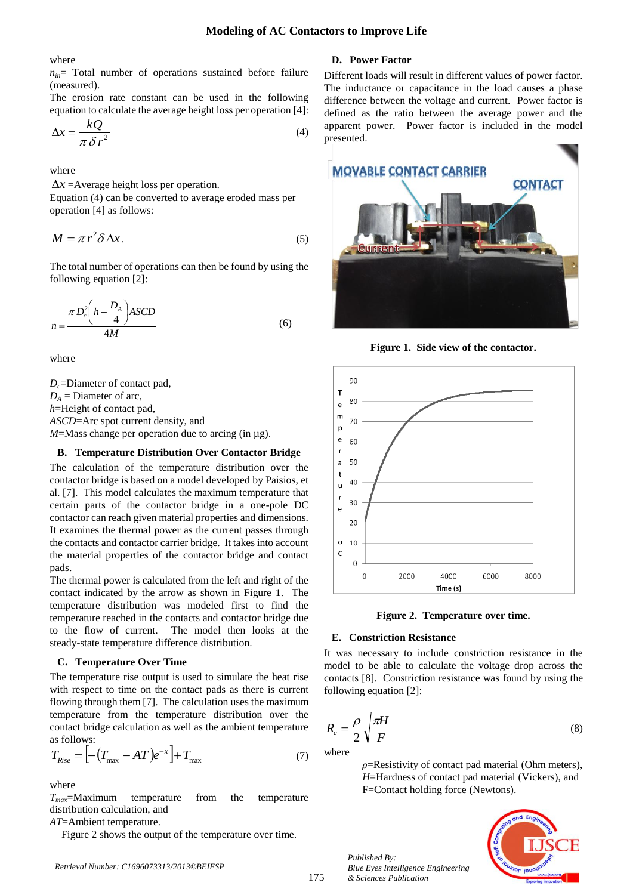where

$n_{in}$= Total number of operations sustained before failure (measured).

The erosion rate constant can be used in the following equation to calculate the average height loss per operation [4]:

$$\Delta x = \frac{kQ}{\pi \delta r^2} \tag{4}$$

where

$\Delta x$ =Average height loss per operation.

Equation (4) can be converted to average eroded mass per operation [4] as follows:

$$M = \pi r^2 \delta \Delta x. \tag{5}$$

The total number of operations can then be found by using the following equation [2]:

$$n = \frac{\pi D_c^2 \left( h - \frac{D_A}{4} \right) ASCD}{4M} \tag{6}$$

where

$D_c$=Diameter of contact pad,
$D_A$ = Diameter of arc,
$h$=Height of contact pad,
$ASCD$=Arc spot current density, and
$M$=Mass change per operation due to arcing (in µg).

### B. Temperature Distribution Over Contactor Bridge

The calculation of the temperature distribution over the contactor bridge is based on a model developed by Paisios, et al. [7]. This model calculates the maximum temperature that certain parts of the contactor bridge in a one-pole DC contactor can reach given material properties and dimensions. It examines the thermal power as the current passes through the contacts and contactor carrier bridge. It takes into account the material properties of the contactor bridge and contact pads.

The thermal power is calculated from the left and right of the contact indicated by the arrow as shown in Figure 1. The temperature distribution was modeled first to find the temperature reached in the contacts and contactor bridge due to the flow of current. The model then looks at the steady-state temperature difference distribution.

### C. Temperature Over Time

The temperature rise output is used to simulate the heat rise with respect to time on the contact pads as there is current flowing through them [7]. The calculation uses the maximum temperature from the temperature distribution over the contact bridge calculation as well as the ambient temperature as follows:

$$T_{Rise} = \left[ -\left( T_{\max} - AT \right) e^{-x} \right] + T_{\max} \tag{7}$$

where

$T_{max}$=Maximum temperature from the temperature distribution calculation, and
$AT$=Ambient temperature.

Figure 2 shows the output of the temperature over time.

### D. Power Factor

Different loads will result in different values of power factor. The inductance or capacitance in the load causes a phase difference between the voltage and current. Power factor is defined as the ratio between the average power and the apparent power. Power factor is included in the model presented.

**Figure 1. Side view of the contactor.**

**Figure 2. Temperature over time.**

### E. Constriction Resistance

It was necessary to include constriction resistance in the model to be able to calculate the voltage drop across the contacts [8]. Constriction resistance was found by using the following equation [2]:

$$R_c = \frac{\rho}{2} \sqrt{\frac{\pi H}{F}} \tag{8}$$

where

$\rho$=Resistivity of contact pad material (Ohm meters),
$H$=Hardness of contact pad material (Vickers), and
F=Contact holding force (Newtons).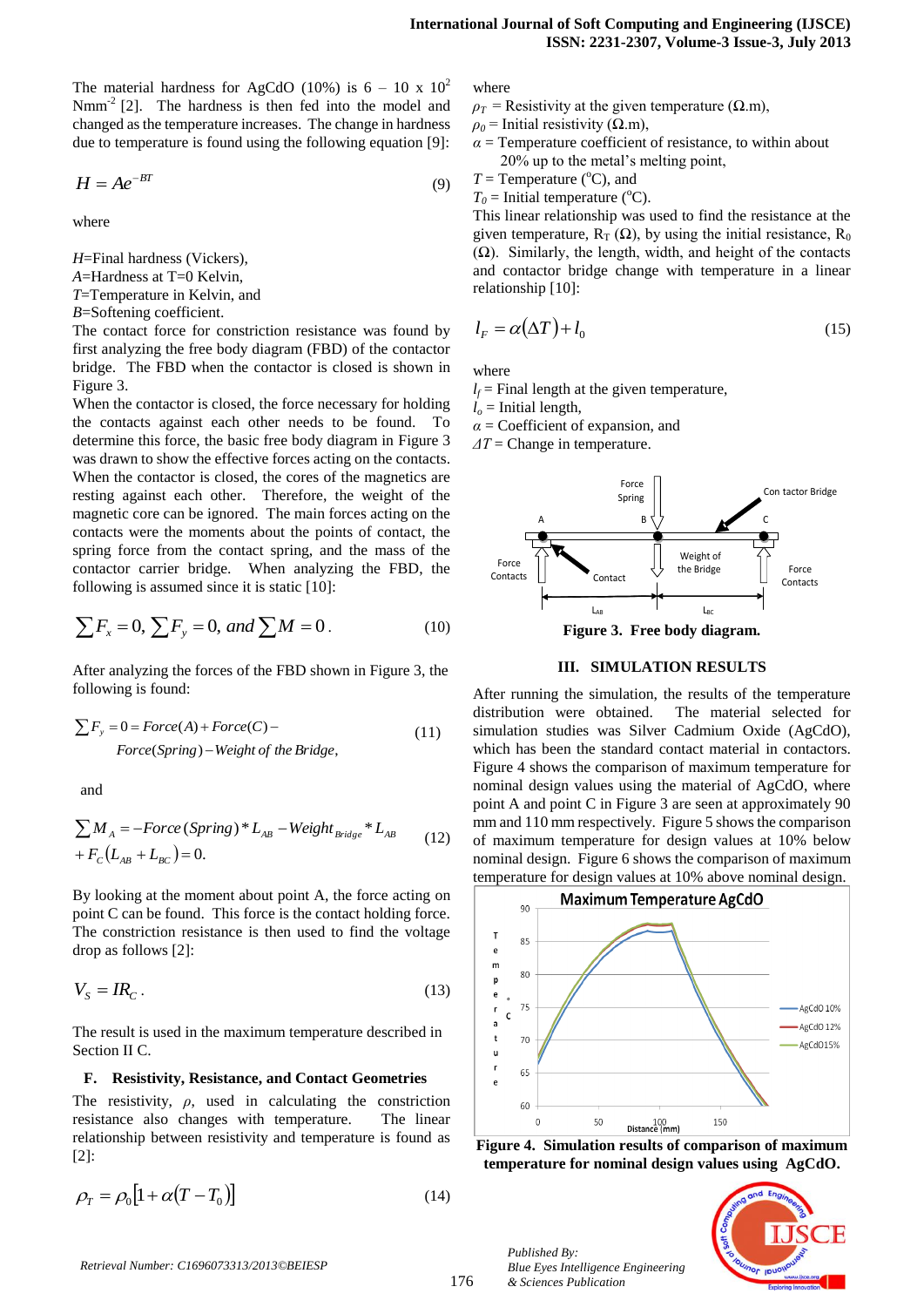The material hardness for AgCdO (10%) is 6 – 10 x $10^2$ Nmm$^{-2}$ [2]. The hardness is then fed into the model and changed as the temperature increases. The change in hardness due to temperature is found using the following equation [9]:

$$H = Ae^{-BT} \tag{9}$$

where

$H$=Final hardness (Vickers),
$A$=Hardness at T=0 Kelvin,
$T$=Temperature in Kelvin, and
$B$=Softening coefficient.

The contact force for constriction resistance was found by first analyzing the free body diagram (FBD) of the contactor bridge. The FBD when the contactor is closed is shown in Figure 3.

When the contactor is closed, the force necessary for holding the contacts against each other needs to be found. To determine this force, the basic free body diagram in Figure 3 was drawn to show the effective forces acting on the contacts. When the contactor is closed, the cores of the magnetics are resting against each other. Therefore, the weight of the magnetic core can be ignored. The main forces acting on the contacts were the moments about the points of contact, the spring force from the contact spring, and the mass of the contactor carrier bridge. When analyzing the FBD, the following is assumed since it is static [10]:

$$\sum F_x = 0, \sum F_y = 0, \text{ and} \sum M = 0 . \tag{10}$$

After analyzing the forces of the FBD shown in Figure 3, the following is found:

$$\sum F_y = 0 = Force(A) + Force(C) - Force(Spring) - Weight\ of\ the\ Bridge, \tag{11}$$

and

$$\sum M_A = -Force(Spring) * L_{AB} - Weight_{Bridge} * L_{AB} + F_C(L_{AB} + L_{BC}) = 0. \tag{12}$$

By looking at the moment about point A, the force acting on point C can be found. This force is the contact holding force. The constriction resistance is then used to find the voltage drop as follows [2]:

$$V_S = IR_C . \tag{13}$$

The result is used in the maximum temperature described in Section II C.

### F. Resistivity, Resistance, and Contact Geometries

The resistivity, $\rho$, used in calculating the constriction resistance also changes with temperature. The linear relationship between resistivity and temperature is found as [2]:

$$\rho_T = \rho_0[1 + \alpha(T - T_0)] \tag{14}$$

where
$\rho_T$ = Resistivity at the given temperature (Ω.m),
$\rho_0$ = Initial resistivity (Ω.m),
$\alpha$ = Temperature coefficient of resistance, to within about 20% up to the metal's melting point,
$T$ = Temperature (°C), and
$T_0$ = Initial temperature (°C).

This linear relationship was used to find the resistance at the given temperature, $R_T$ (Ω), by using the initial resistance, $R_0$ (Ω). Similarly, the length, width, and height of the contacts and contactor bridge change with temperature in a linear relationship [10]:

$$l_F = \alpha(\Delta T) + l_0 \tag{15}$$

where
$l_f$ = Final length at the given temperature,
$l_o$ = Initial length,
$\alpha$ = Coefficient of expansion, and
$\Delta T$ = Change in temperature.

**Figure 3. Free body diagram.**

## III. SIMULATION RESULTS

After running the simulation, the results of the temperature distribution were obtained. The material selected for simulation studies was Silver Cadmium Oxide (AgCdO), which has been the standard contact material in contactors. Figure 4 shows the comparison of maximum temperature for nominal design values using the material of AgCdO, where point A and point C in Figure 3 are seen at approximately 90 mm and 110 mm respectively. Figure 5 shows the comparison of maximum temperature for design values at 10% below nominal design. Figure 6 shows the comparison of maximum temperature for design values at 10% above nominal design.

**Figure 4. Simulation results of comparison of maximum temperature for nominal design values using AgCdO.**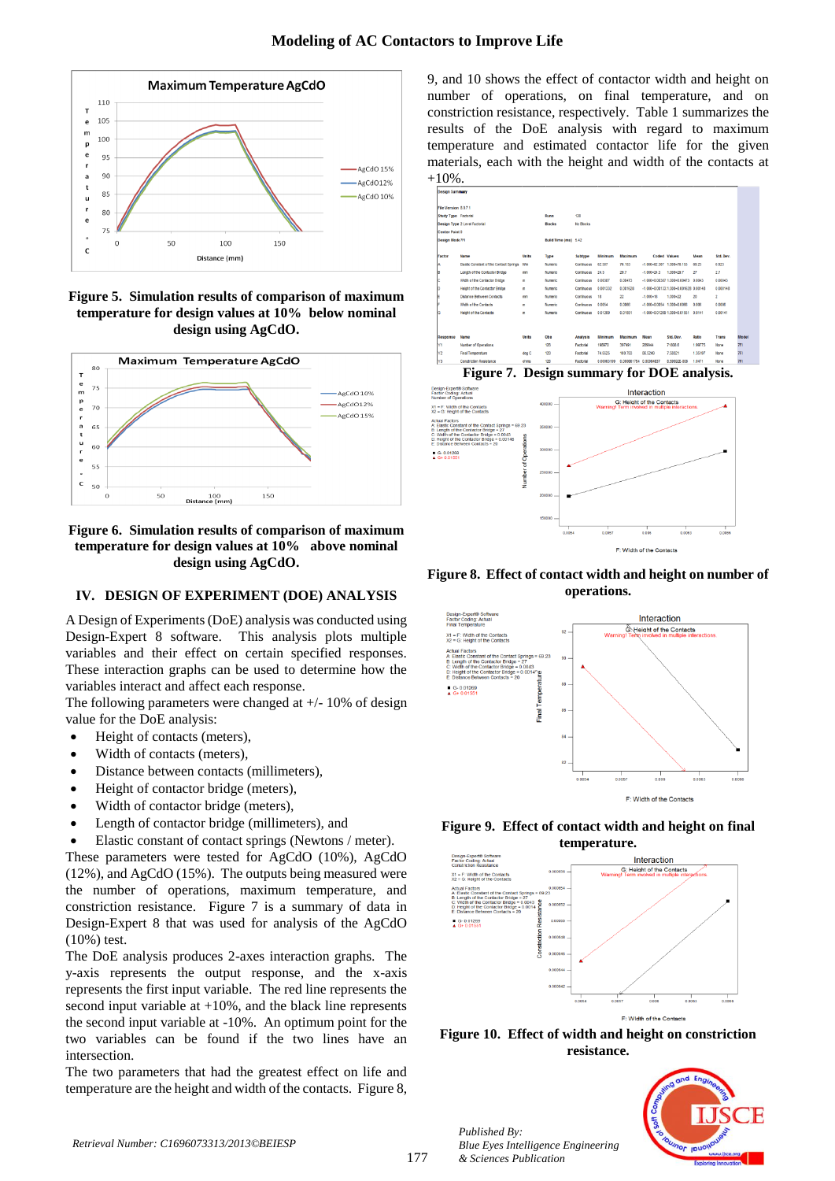Figure 5. Simulation results of comparison of maximum temperature for design values at 10% below nominal design using AgCdO.

Figure 6. Simulation results of comparison of maximum temperature for design values at 10% above nominal design using AgCdO.

## IV. DESIGN OF EXPERIMENT (DOE) ANALYSIS

A Design of Experiments (DoE) analysis was conducted using Design-Expert 8 software. This analysis plots multiple variables and their effect on certain specified responses. These interaction graphs can be used to determine how the variables interact and affect each response.

The following parameters were changed at +/- 10% of design value for the DoE analysis:

- Height of contacts (meters),
- Width of contacts (meters),
- Distance between contacts (millimeters),
- Height of contactor bridge (meters),
- Width of contactor bridge (meters),
- Length of contactor bridge (millimeters), and
- Elastic constant of contact springs (Newtons / meter).

These parameters were tested for AgCdO (10%), AgCdO (12%), and AgCdO (15%). The outputs being measured were the number of operations, maximum temperature, and constriction resistance. Figure 7 is a summary of data in Design-Expert 8 that was used for analysis of the AgCdO (10%) test.

The DoE analysis produces 2-axes interaction graphs. The y-axis represents the output response, and the x-axis represents the first input variable. The red line represents the second input variable at +10%, and the black line represents the second input variable at -10%. An optimum point for the two variables can be found if the two lines have an intersection.

The two parameters that had the greatest effect on life and temperature are the height and width of the contacts. Figure 8, 9, and 10 shows the effect of contactor width and height on number of operations, on final temperature, and on constriction resistance, respectively. Table 1 summarizes the results of the DoE analysis with regard to maximum temperature and estimated contactor life for the given materials, each with the height and width of the contacts at +10%.

Figure 7. Design summary for DOE analysis.

Figure 8. Effect of contact width and height on number of operations.

Figure 9. Effect of contact width and height on final temperature.

Figure 10. Effect of width and height on constriction resistance.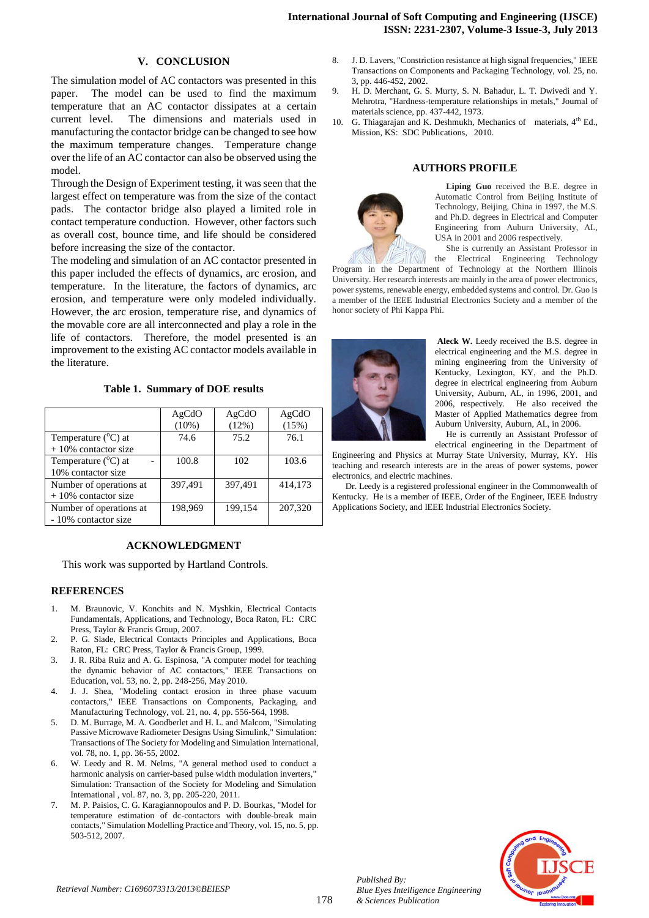## V. CONCLUSION

The simulation model of AC contactors was presented in this paper. The model can be used to find the maximum temperature that an AC contactor dissipates at a certain current level. The dimensions and materials used in manufacturing the contactor bridge can be changed to see how the maximum temperature changes. Temperature change over the life of an AC contactor can also be observed using the model.

Through the Design of Experiment testing, it was seen that the largest effect on temperature was from the size of the contact pads. The contactor bridge also played a limited role in contact temperature conduction. However, other factors such as overall cost, bounce time, and life should be considered before increasing the size of the contactor.

The modeling and simulation of an AC contactor presented in this paper included the effects of dynamics, arc erosion, and temperature. In the literature, the factors of dynamics, arc erosion, and temperature were only modeled individually. However, the arc erosion, temperature rise, and dynamics of the movable core are all interconnected and play a role in the life of contactors. Therefore, the model presented is an improvement to the existing AC contactor models available in the literature.

**Table 1. Summary of DOE results**

| | AgCdO (10%) | AgCdO (12%) | AgCdO (15%) |
|---|---|---|---|
| Temperature (°C) at + 10% contactor size | 74.6 | 75.2 | 76.1 |
| Temperature (°C) at - 10% contactor size | 100.8 | 102 | 103.6 |
| Number of operations at + 10% contactor size | 397,491 | 397,491 | 414,173 |
| Number of operations at - 10% contactor size | 198,969 | 199,154 | 207,320 |

## ACKNOWLEDGMENT

This work was supported by Hartland Controls.

## REFERENCES

1. M. Braunovic, V. Konchits and N. Myshkin, Electrical Contacts Fundamentals, Applications, and Technology, Boca Raton, FL: CRC Press, Taylor & Francis Group, 2007.
2. P. G. Slade, Electrical Contacts Principles and Applications, Boca Raton, FL: CRC Press, Taylor & Francis Group, 1999.
3. J. R. Riba Ruiz and A. G. Espinosa, "A computer model for teaching the dynamic behavior of AC contactors," IEEE Transactions on Education, vol. 53, no. 2, pp. 248-256, May 2010.
4. J. J. Shea, "Modeling contact erosion in three phase vacuum contactors," IEEE Transactions on Components, Packaging, and Manufacturing Technology, vol. 21, no. 4, pp. 556-564, 1998.
5. D. M. Burrage, M. A. Goodberlet and H. L. and Malcom, "Simulating Passive Microwave Radiometer Designs Using Simulink," Simulation: Transactions of The Society for Modeling and Simulation International, vol. 78, no. 1, pp. 36-55, 2002.
6. W. Leedy and R. M. Nelms, "A general method used to conduct a harmonic analysis on carrier-based pulse width modulation inverters," Simulation: Transaction of the Society for Modeling and Simulation International , vol. 87, no. 3, pp. 205-220, 2011.
7. M. P. Paisios, C. G. Karagiannopoulos and P. D. Bourkas, "Model for temperature estimation of dc-contactors with double-break main contacts," Simulation Modelling Practice and Theory, vol. 15, no. 5, pp. 503-512, 2007.
8. J. D. Lavers, "Constriction resistance at high signal frequencies," IEEE Transactions on Components and Packaging Technology, vol. 25, no. 3, pp. 446-452, 2002.
9. H. D. Merchant, G. S. Murty, S. N. Bahadur, L. T. Dwivedi and Y. Mehrotra, "Hardness-temperature relationships in metals," Journal of materials science, pp. 437-442, 1973.
10. G. Thiagarajan and K. Deshmukh, Mechanics of materials, 4th Ed., Mission, KS: SDC Publications, 2010.

## AUTHORS PROFILE

**Liping Guo** received the B.E. degree in Automatic Control from Beijing Institute of Technology, Beijing, China in 1997, the M.S. and Ph.D. degrees in Electrical and Computer Engineering from Auburn University, AL, USA in 2001 and 2006 respectively.

She is currently an Assistant Professor in the Electrical Engineering Technology Program in the Department of Technology at the Northern Illinois University. Her research interests are mainly in the area of power electronics, power systems, renewable energy, embedded systems and control. Dr. Guo is a member of the IEEE Industrial Electronics Society and a member of the honor society of Phi Kappa Phi.

**Aleck W.** Leedy received the B.S. degree in electrical engineering and the M.S. degree in mining engineering from the University of Kentucky, Lexington, KY, and the Ph.D. degree in electrical engineering from Auburn University, Auburn, AL, in 1996, 2001, and 2006, respectively. He also received the Master of Applied Mathematics degree from Auburn University, Auburn, AL, in 2006.

He is currently an Assistant Professor of electrical engineering in the Department of Engineering and Physics at Murray State University, Murray, KY. His teaching and research interests are in the areas of power systems, power electronics, and electric machines.

Dr. Leedy is a registered professional engineer in the Commonwealth of Kentucky. He is a member of IEEE, Order of the Engineer, IEEE Industry Applications Society, and IEEE Industrial Electronics Society.